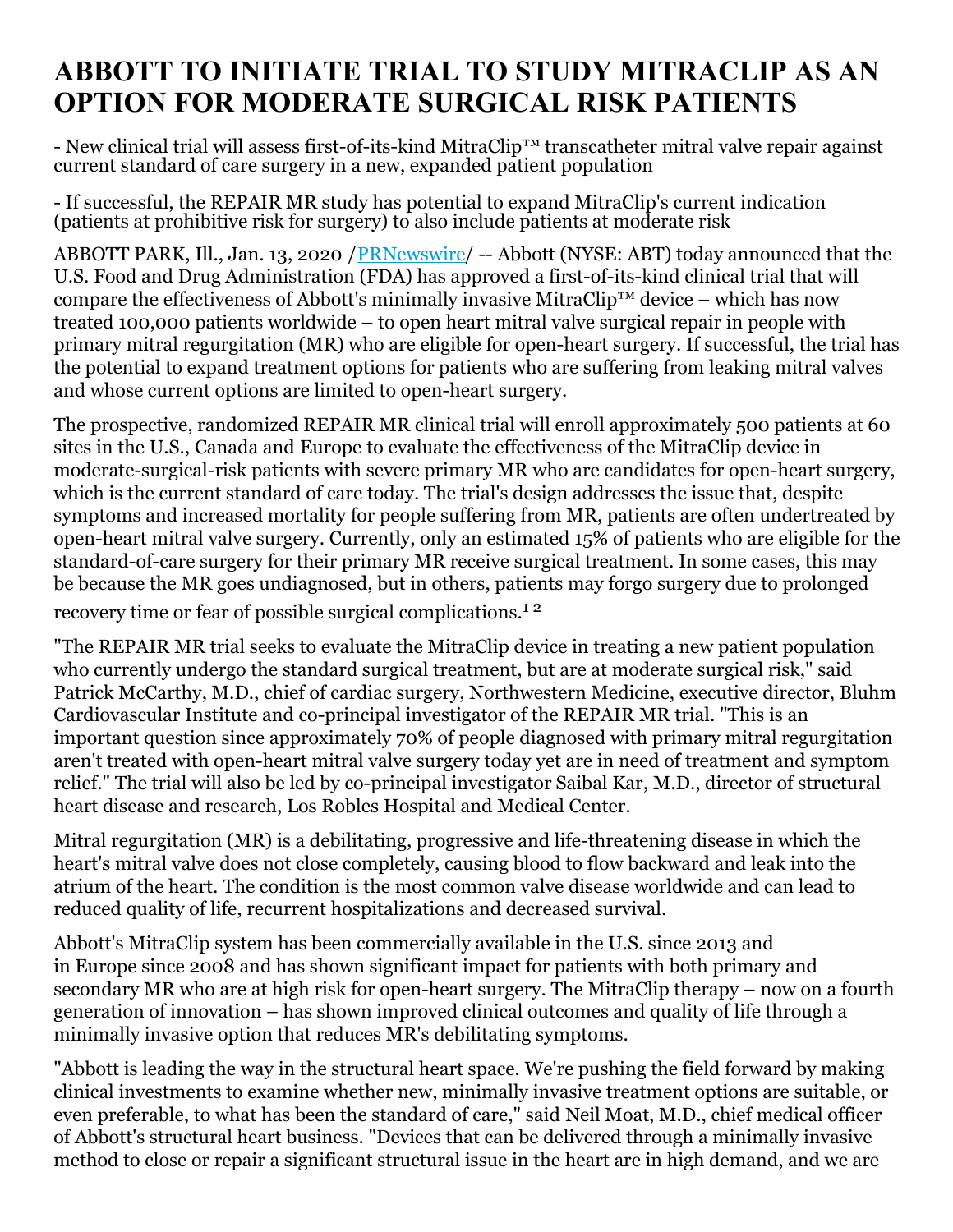# ABBOTT TO INITIATE TRIAL TO STUDY MITRACLIP AS AN OPTION FOR MODERATE SURGICAL RISK PATIENTS

- New clinical trial will assess first-of-its-kind MitraClip™ transcatheter mitral valve repair against current standard of care surgery in a new, expanded patient population

- If successful, the REPAIR MR study has potential to expand MitraClip's current indication (patients at prohibitive risk for surgery) to also include patients at moderate risk

ABBOTT PARK, Ill., Jan. 13, 2020 /PRNewswire/ -- Abbott (NYSE: ABT) today announced that the U.S. Food and Drug Administration (FDA) has approved a first-of-its-kind clinical trial that will compare the effectiveness of Abbott's minimally invasive MitraClip™ device – which has now treated 100,000 patients worldwide – to open heart mitral valve surgical repair in people with primary mitral regurgitation (MR) who are eligible for open-heart surgery. If successful, the trial has the potential to expand treatment options for patients who are suffering from leaking mitral valves and whose current options are limited to open-heart surgery.

The prospective, randomized REPAIR MR clinical trial will enroll approximately 500 patients at 60 sites in the U.S., Canada and Europe to evaluate the effectiveness of the MitraClip device in moderate-surgical-risk patients with severe primary MR who are candidates for open-heart surgery, which is the current standard of care today. The trial's design addresses the issue that, despite symptoms and increased mortality for people suffering from MR, patients are often undertreated by open-heart mitral valve surgery. Currently, only an estimated 15% of patients who are eligible for the standard-of-care surgery for their primary MR receive surgical treatment. In some cases, this may be because the MR goes undiagnosed, but in others, patients may forgo surgery due to prolonged recovery time or fear of possible surgical complications.[1 2]

"The REPAIR MR trial seeks to evaluate the MitraClip device in treating a new patient population who currently undergo the standard surgical treatment, but are at moderate surgical risk," said Patrick McCarthy, M.D., chief of cardiac surgery, Northwestern Medicine, executive director, Bluhm Cardiovascular Institute and co-principal investigator of the REPAIR MR trial. "This is an important question since approximately 70% of people diagnosed with primary mitral regurgitation aren't treated with open-heart mitral valve surgery today yet are in need of treatment and symptom relief." The trial will also be led by co-principal investigator Saibal Kar, M.D., director of structural heart disease and research, Los Robles Hospital and Medical Center.

Mitral regurgitation (MR) is a debilitating, progressive and life-threatening disease in which the heart's mitral valve does not close completely, causing blood to flow backward and leak into the atrium of the heart. The condition is the most common valve disease worldwide and can lead to reduced quality of life, recurrent hospitalizations and decreased survival.

Abbott's MitraClip system has been commercially available in the U.S. since 2013 and in Europe since 2008 and has shown significant impact for patients with both primary and secondary MR who are at high risk for open-heart surgery. The MitraClip therapy – now on a fourth generation of innovation – has shown improved clinical outcomes and quality of life through a minimally invasive option that reduces MR's debilitating symptoms.

"Abbott is leading the way in the structural heart space. We're pushing the field forward by making clinical investments to examine whether new, minimally invasive treatment options are suitable, or even preferable, to what has been the standard of care," said Neil Moat, M.D., chief medical officer of Abbott's structural heart business. "Devices that can be delivered through a minimally invasive method to close or repair a significant structural issue in the heart are in high demand, and we are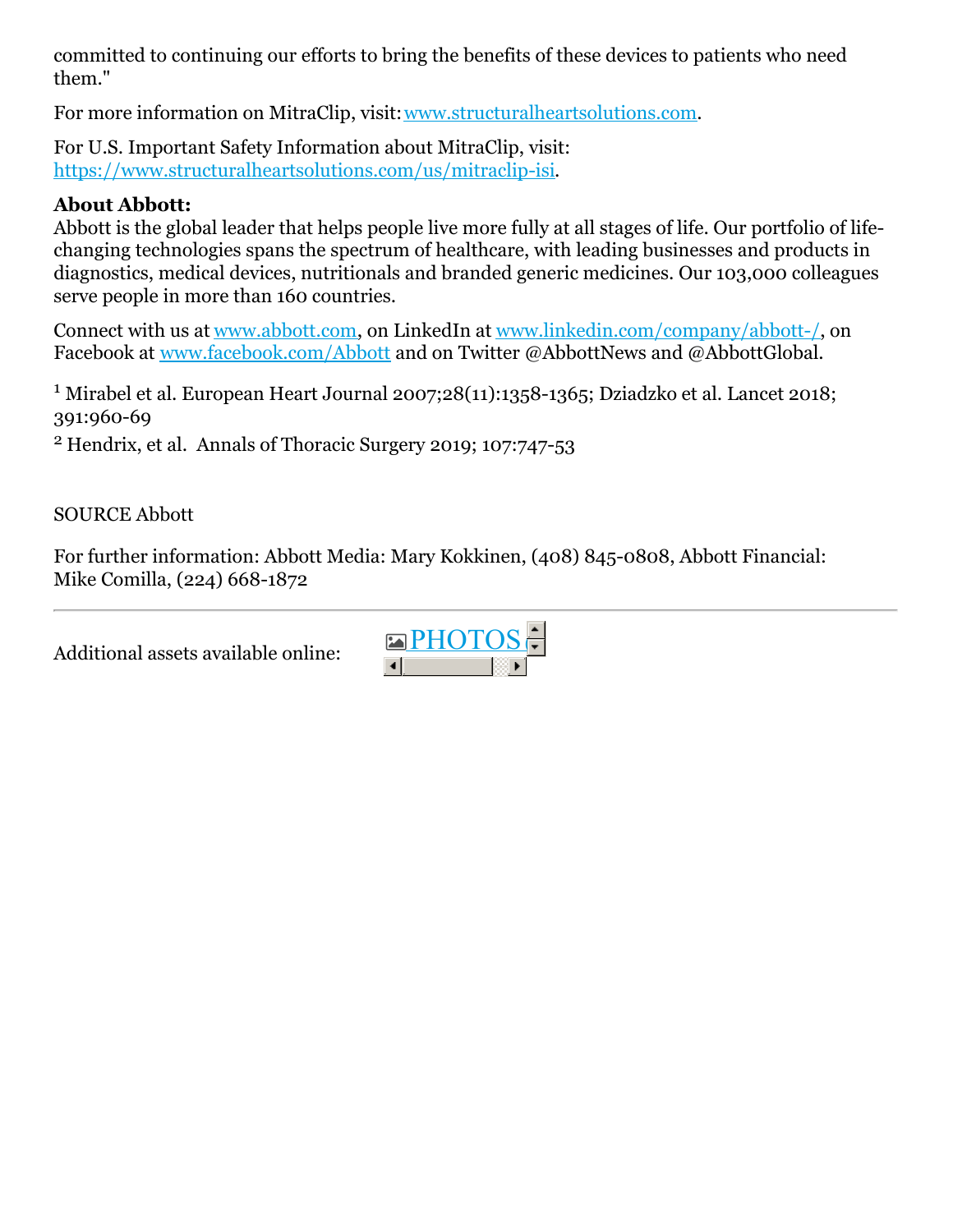committed to continuing our efforts to bring the benefits of these devices to patients who need them."

For more information on MitraClip, visit: www.structuralheartsolutions.com.

For U.S. Important Safety Information about MitraClip, visit: https://www.structuralheartsolutions.com/us/mitraclip-isi.

**About Abbott:**
Abbott is the global leader that helps people live more fully at all stages of life. Our portfolio of life-changing technologies spans the spectrum of healthcare, with leading businesses and products in diagnostics, medical devices, nutritionals and branded generic medicines. Our 103,000 colleagues serve people in more than 160 countries.

Connect with us at www.abbott.com, on LinkedIn at www.linkedin.com/company/abbott-/, on Facebook at www.facebook.com/Abbott and on Twitter @AbbottNews and @AbbottGlobal.

[1] Mirabel et al. European Heart Journal 2007;28(11):1358-1365; Dziadzko et al. Lancet 2018; 391:960-69

[2] Hendrix, et al. Annals of Thoracic Surgery 2019; 107:747-53

SOURCE Abbott

For further information: Abbott Media: Mary Kokkinen, (408) 845-0808, Abbott Financial: Mike Comilla, (224) 668-1872

---

Additional assets available online: PHOTOS